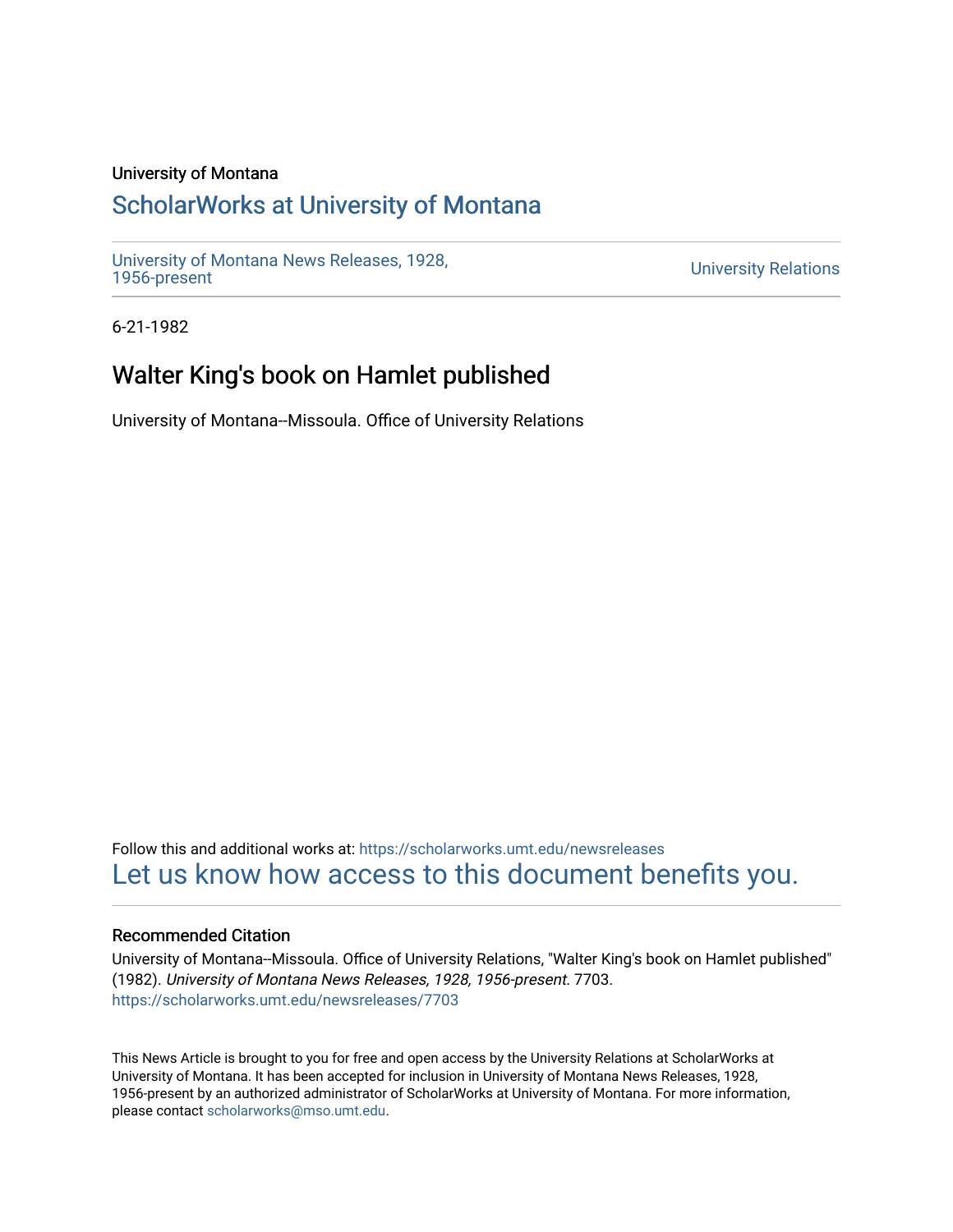University of Montana

# ScholarWorks at University of Montana

University of Montana News Releases, 1928, 1956-present

University Relations

6-21-1982

## Walter King's book on Hamlet published

University of Montana--Missoula. Office of University Relations

Follow this and additional works at: https://scholarworks.umt.edu/newsreleases

Let us know how access to this document benefits you.

### Recommended Citation

University of Montana--Missoula. Office of University Relations, "Walter King's book on Hamlet published" (1982). *University of Montana News Releases, 1928, 1956-present*. 7703.
https://scholarworks.umt.edu/newsreleases/7703

This News Article is brought to you for free and open access by the University Relations at ScholarWorks at University of Montana. It has been accepted for inclusion in University of Montana News Releases, 1928, 1956-present by an authorized administrator of ScholarWorks at University of Montana. For more information, please contact scholarworks@mso.umt.edu.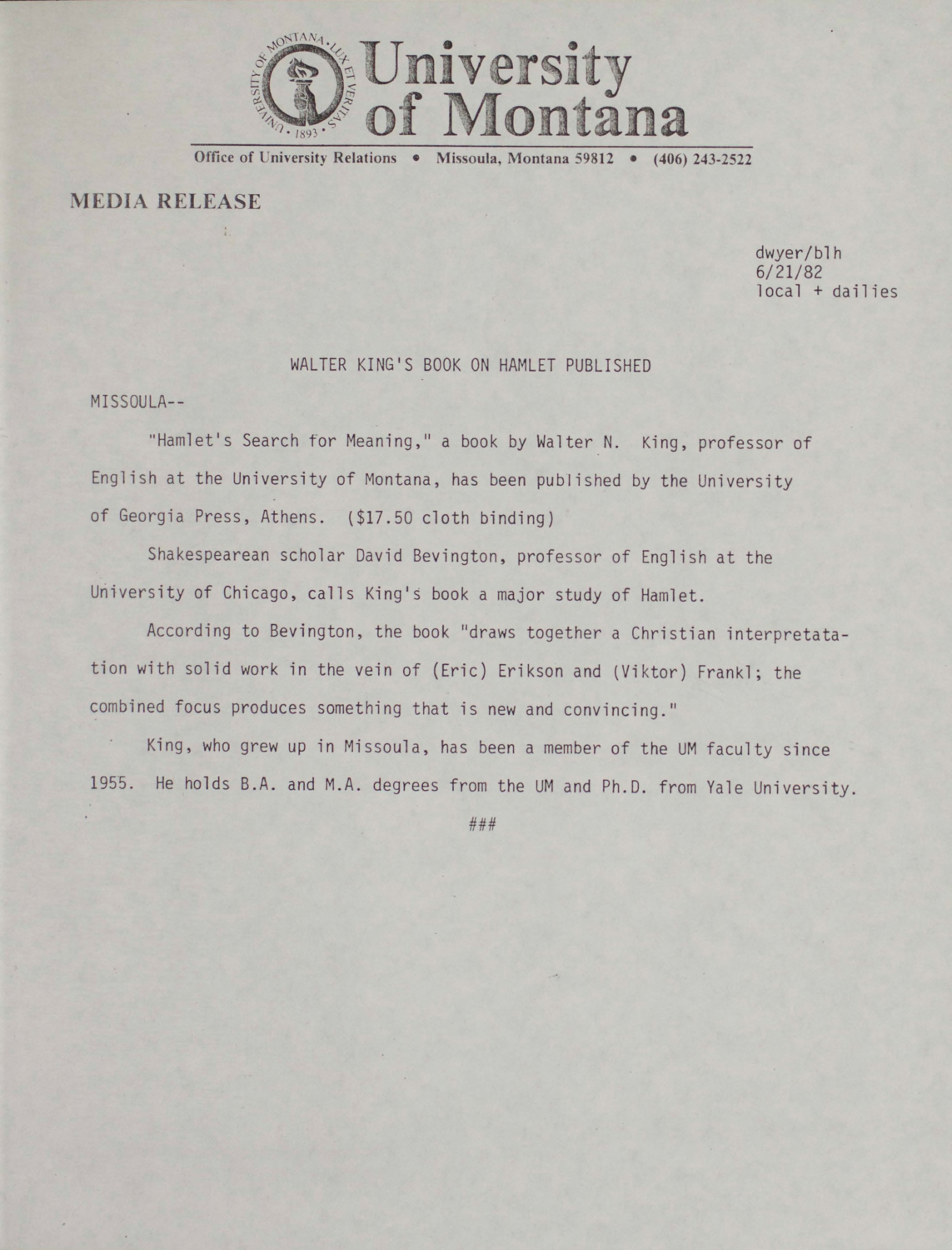# University of Montana

Office of University Relations • Missoula, Montana 59812 • (406) 243-2522

## MEDIA RELEASE

dwyer/blh
6/21/82
local + dailies

WALTER KING'S BOOK ON HAMLET PUBLISHED

MISSOULA--

"Hamlet's Search for Meaning," a book by Walter N. King, professor of English at the University of Montana, has been published by the University of Georgia Press, Athens. ($17.50 cloth binding)

Shakespearean scholar David Bevington, professor of English at the University of Chicago, calls King's book a major study of Hamlet.

According to Bevington, the book "draws together a Christian interpretatation with solid work in the vein of (Eric) Erikson and (Viktor) Frankl; the combined focus produces something that is new and convincing."

King, who grew up in Missoula, has been a member of the UM faculty since 1955. He holds B.A. and M.A. degrees from the UM and Ph.D. from Yale University.

###